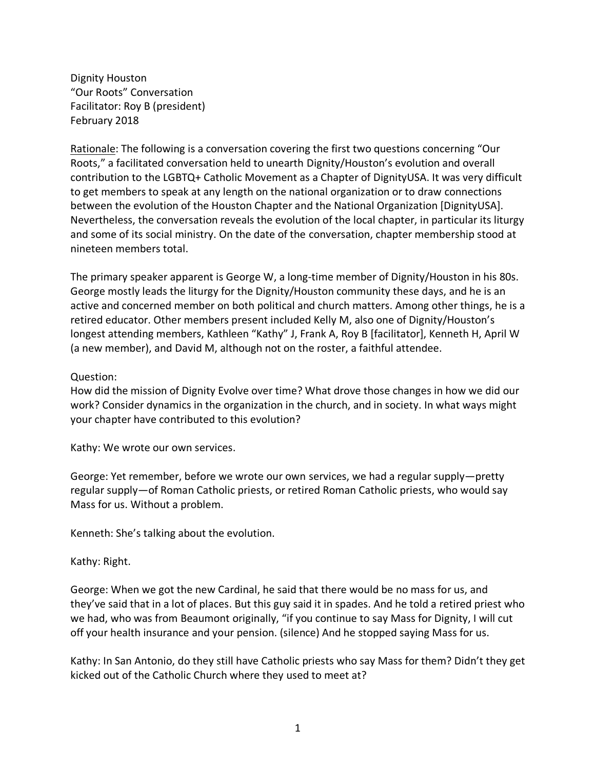Dignity Houston
"Our Roots" Conversation
Facilitator: Roy B (president)
February 2018

<u>Rationale</u>: The following is a conversation covering the first two questions concerning "Our Roots," a facilitated conversation held to unearth Dignity/Houston's evolution and overall contribution to the LGBTQ+ Catholic Movement as a Chapter of DignityUSA. It was very difficult to get members to speak at any length on the national organization or to draw connections between the evolution of the Houston Chapter and the National Organization [DignityUSA]. Nevertheless, the conversation reveals the evolution of the local chapter, in particular its liturgy and some of its social ministry. On the date of the conversation, chapter membership stood at nineteen members total.

The primary speaker apparent is George W, a long-time member of Dignity/Houston in his 80s. George mostly leads the liturgy for the Dignity/Houston community these days, and he is an active and concerned member on both political and church matters. Among other things, he is a retired educator. Other members present included Kelly M, also one of Dignity/Houston's longest attending members, Kathleen "Kathy" J, Frank A, Roy B [facilitator], Kenneth H, April W (a new member), and David M, although not on the roster, a faithful attendee.

Question:
How did the mission of Dignity Evolve over time? What drove those changes in how we did our work? Consider dynamics in the organization in the church, and in society. In what ways might your chapter have contributed to this evolution?

Kathy: We wrote our own services.

George: Yet remember, before we wrote our own services, we had a regular supply—pretty regular supply—of Roman Catholic priests, or retired Roman Catholic priests, who would say Mass for us. Without a problem.

Kenneth: She's talking about the evolution.

Kathy: Right.

George: When we got the new Cardinal, he said that there would be no mass for us, and they've said that in a lot of places. But this guy said it in spades. And he told a retired priest who we had, who was from Beaumont originally, "if you continue to say Mass for Dignity, I will cut off your health insurance and your pension. (silence) And he stopped saying Mass for us.

Kathy: In San Antonio, do they still have Catholic priests who say Mass for them? Didn't they get kicked out of the Catholic Church where they used to meet at?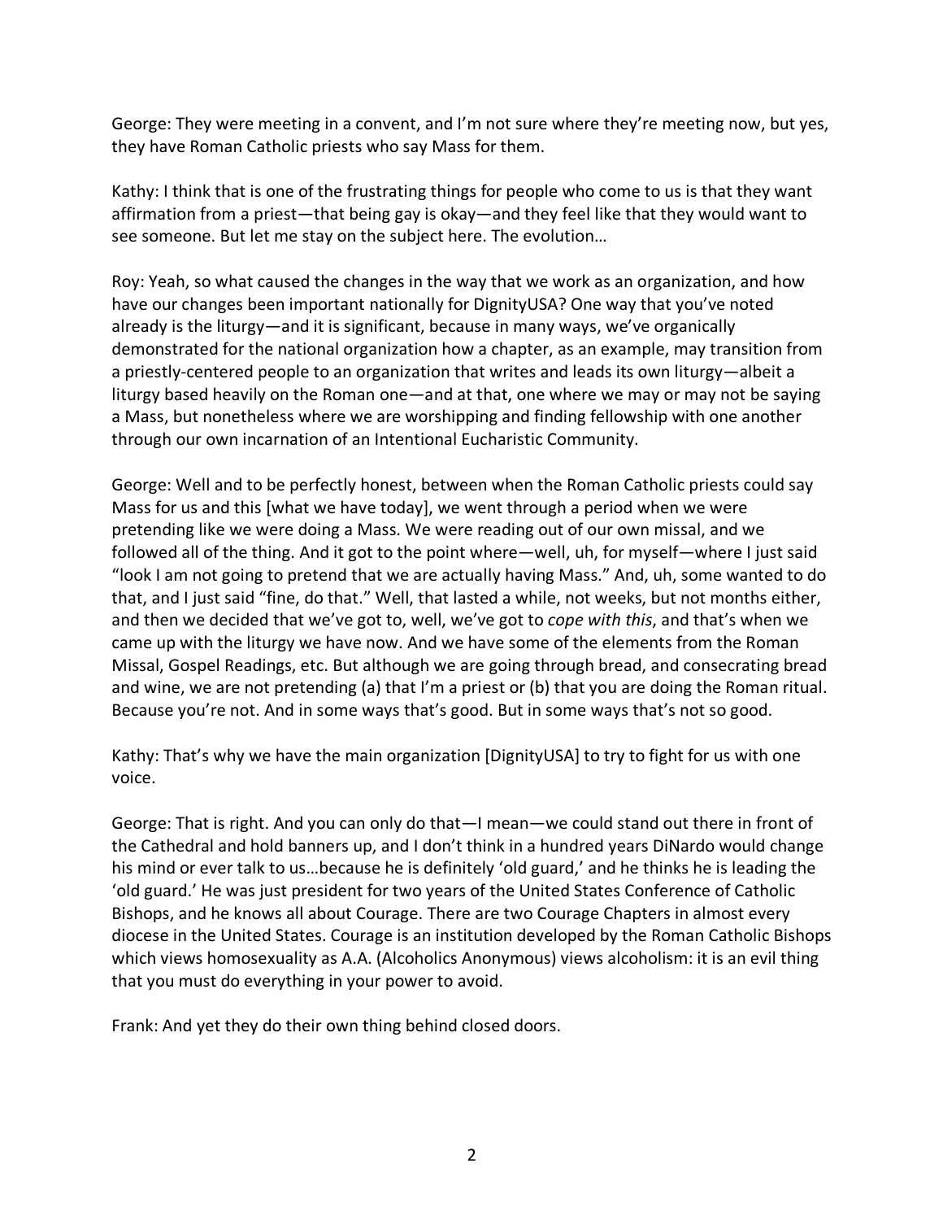George: They were meeting in a convent, and I'm not sure where they're meeting now, but yes, they have Roman Catholic priests who say Mass for them.

Kathy: I think that is one of the frustrating things for people who come to us is that they want affirmation from a priest—that being gay is okay—and they feel like that they would want to see someone. But let me stay on the subject here. The evolution…

Roy: Yeah, so what caused the changes in the way that we work as an organization, and how have our changes been important nationally for DignityUSA? One way that you've noted already is the liturgy—and it is significant, because in many ways, we've organically demonstrated for the national organization how a chapter, as an example, may transition from a priestly-centered people to an organization that writes and leads its own liturgy—albeit a liturgy based heavily on the Roman one—and at that, one where we may or may not be saying a Mass, but nonetheless where we are worshipping and finding fellowship with one another through our own incarnation of an Intentional Eucharistic Community.

George: Well and to be perfectly honest, between when the Roman Catholic priests could say Mass for us and this [what we have today], we went through a period when we were pretending like we were doing a Mass. We were reading out of our own missal, and we followed all of the thing. And it got to the point where—well, uh, for myself—where I just said "look I am not going to pretend that we are actually having Mass." And, uh, some wanted to do that, and I just said "fine, do that." Well, that lasted a while, not weeks, but not months either, and then we decided that we've got to, well, we've got to *cope with this*, and that's when we came up with the liturgy we have now. And we have some of the elements from the Roman Missal, Gospel Readings, etc. But although we are going through bread, and consecrating bread and wine, we are not pretending (a) that I'm a priest or (b) that you are doing the Roman ritual. Because you're not. And in some ways that's good. But in some ways that's not so good.

Kathy: That's why we have the main organization [DignityUSA] to try to fight for us with one voice.

George: That is right. And you can only do that—I mean—we could stand out there in front of the Cathedral and hold banners up, and I don't think in a hundred years DiNardo would change his mind or ever talk to us…because he is definitely 'old guard,' and he thinks he is leading the 'old guard.' He was just president for two years of the United States Conference of Catholic Bishops, and he knows all about Courage. There are two Courage Chapters in almost every diocese in the United States. Courage is an institution developed by the Roman Catholic Bishops which views homosexuality as A.A. (Alcoholics Anonymous) views alcoholism: it is an evil thing that you must do everything in your power to avoid.

Frank: And yet they do their own thing behind closed doors.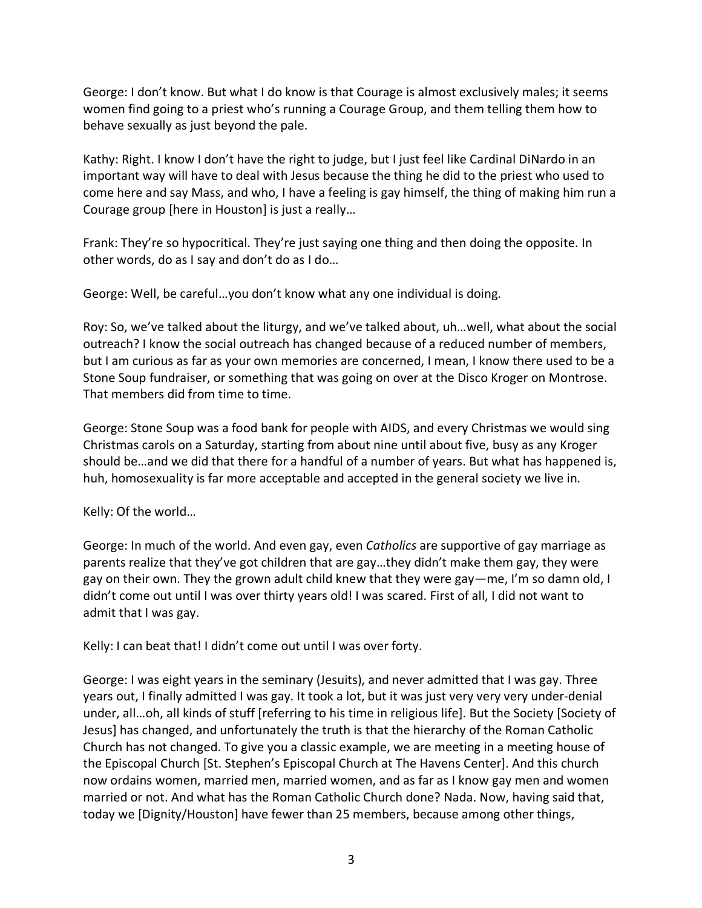George: I don't know. But what I do know is that Courage is almost exclusively males; it seems women find going to a priest who's running a Courage Group, and them telling them how to behave sexually as just beyond the pale.

Kathy: Right. I know I don't have the right to judge, but I just feel like Cardinal DiNardo in an important way will have to deal with Jesus because the thing he did to the priest who used to come here and say Mass, and who, I have a feeling is gay himself, the thing of making him run a Courage group [here in Houston] is just a really…

Frank: They're so hypocritical. They're just saying one thing and then doing the opposite. In other words, do as I say and don't do as I do…

George: Well, be careful…you don't know what any one individual is doing.

Roy: So, we've talked about the liturgy, and we've talked about, uh…well, what about the social outreach? I know the social outreach has changed because of a reduced number of members, but I am curious as far as your own memories are concerned, I mean, I know there used to be a Stone Soup fundraiser, or something that was going on over at the Disco Kroger on Montrose. That members did from time to time.

George: Stone Soup was a food bank for people with AIDS, and every Christmas we would sing Christmas carols on a Saturday, starting from about nine until about five, busy as any Kroger should be…and we did that there for a handful of a number of years. But what has happened is, huh, homosexuality is far more acceptable and accepted in the general society we live in.

Kelly: Of the world…

George: In much of the world. And even gay, even *Catholics* are supportive of gay marriage as parents realize that they've got children that are gay…they didn't make them gay, they were gay on their own. They the grown adult child knew that they were gay—me, I'm so damn old, I didn't come out until I was over thirty years old! I was scared. First of all, I did not want to admit that I was gay.

Kelly: I can beat that! I didn't come out until I was over forty.

George: I was eight years in the seminary (Jesuits), and never admitted that I was gay. Three years out, I finally admitted I was gay. It took a lot, but it was just very very very under-denial under, all…oh, all kinds of stuff [referring to his time in religious life]. But the Society [Society of Jesus] has changed, and unfortunately the truth is that the hierarchy of the Roman Catholic Church has not changed. To give you a classic example, we are meeting in a meeting house of the Episcopal Church [St. Stephen's Episcopal Church at The Havens Center]. And this church now ordains women, married men, married women, and as far as I know gay men and women married or not. And what has the Roman Catholic Church done? Nada. Now, having said that, today we [Dignity/Houston] have fewer than 25 members, because among other things,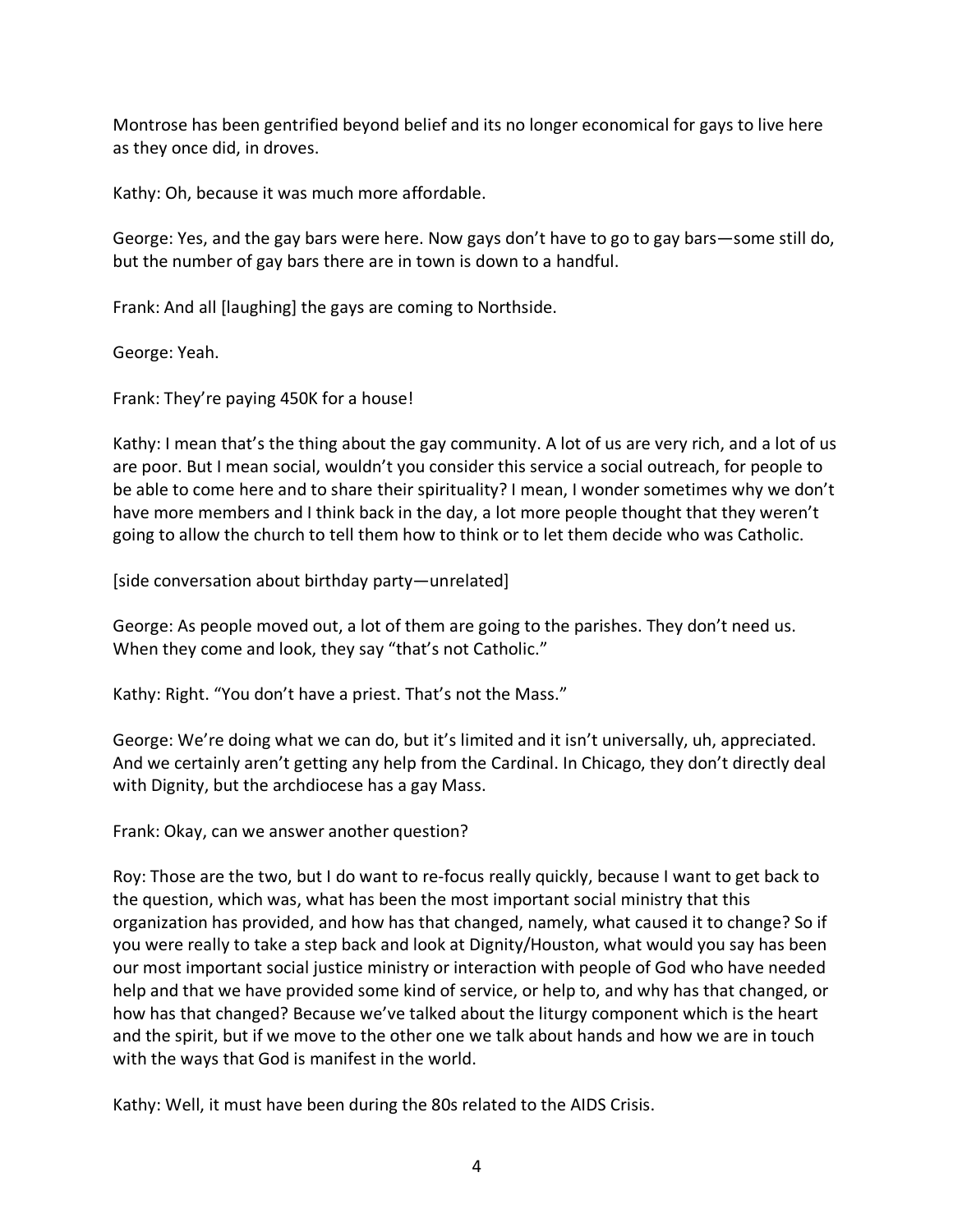Montrose has been gentrified beyond belief and its no longer economical for gays to live here as they once did, in droves.

Kathy: Oh, because it was much more affordable.

George: Yes, and the gay bars were here. Now gays don't have to go to gay bars—some still do, but the number of gay bars there are in town is down to a handful.

Frank: And all [laughing] the gays are coming to Northside.

George: Yeah.

Frank: They're paying 450K for a house!

Kathy: I mean that's the thing about the gay community. A lot of us are very rich, and a lot of us are poor. But I mean social, wouldn't you consider this service a social outreach, for people to be able to come here and to share their spirituality? I mean, I wonder sometimes why we don't have more members and I think back in the day, a lot more people thought that they weren't going to allow the church to tell them how to think or to let them decide who was Catholic.

[side conversation about birthday party—unrelated]

George: As people moved out, a lot of them are going to the parishes. They don't need us. When they come and look, they say "that's not Catholic."

Kathy: Right. "You don't have a priest. That's not the Mass."

George: We're doing what we can do, but it's limited and it isn't universally, uh, appreciated. And we certainly aren't getting any help from the Cardinal. In Chicago, they don't directly deal with Dignity, but the archdiocese has a gay Mass.

Frank: Okay, can we answer another question?

Roy: Those are the two, but I do want to re-focus really quickly, because I want to get back to the question, which was, what has been the most important social ministry that this organization has provided, and how has that changed, namely, what caused it to change? So if you were really to take a step back and look at Dignity/Houston, what would you say has been our most important social justice ministry or interaction with people of God who have needed help and that we have provided some kind of service, or help to, and why has that changed, or how has that changed? Because we've talked about the liturgy component which is the heart and the spirit, but if we move to the other one we talk about hands and how we are in touch with the ways that God is manifest in the world.

Kathy: Well, it must have been during the 80s related to the AIDS Crisis.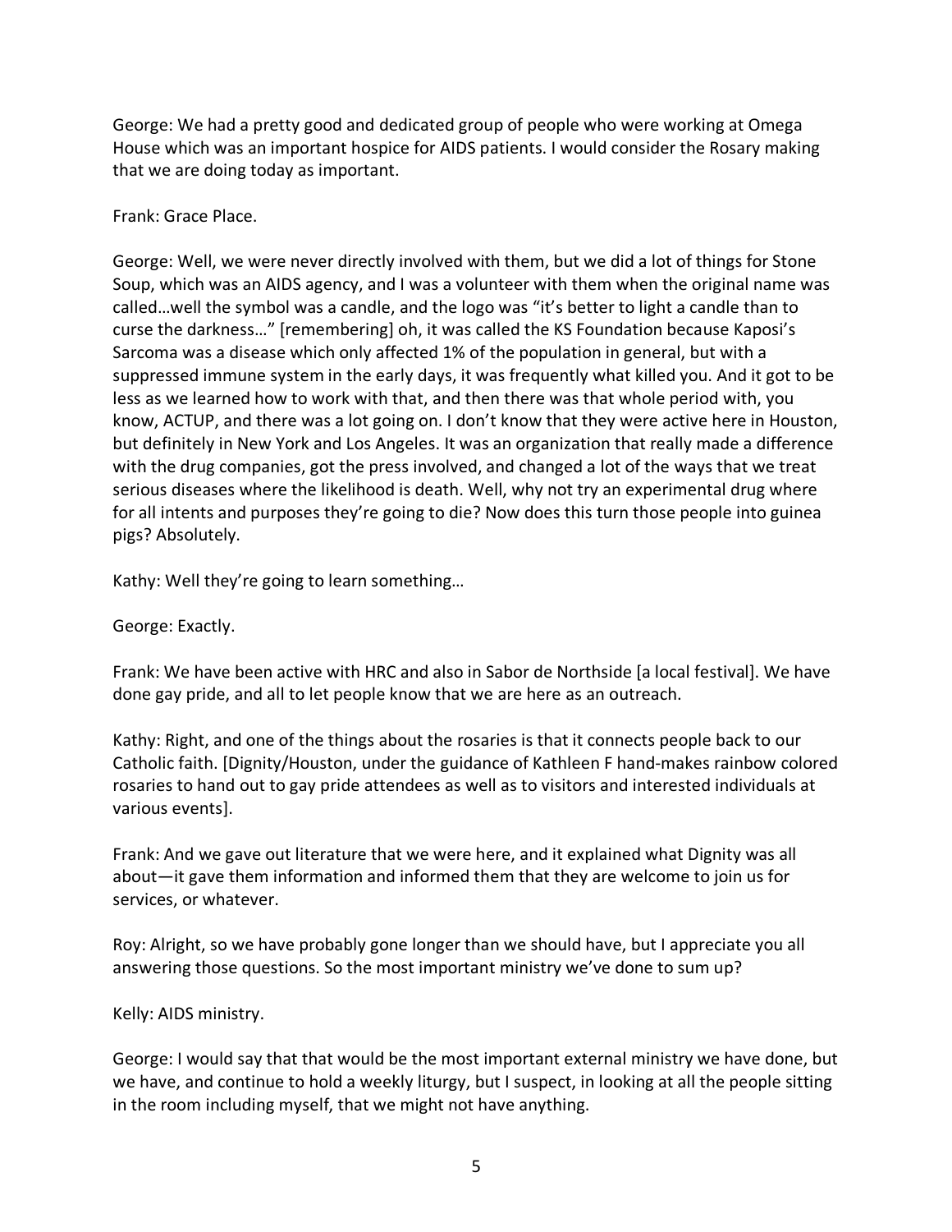George: We had a pretty good and dedicated group of people who were working at Omega House which was an important hospice for AIDS patients. I would consider the Rosary making that we are doing today as important.

Frank: Grace Place.

George: Well, we were never directly involved with them, but we did a lot of things for Stone Soup, which was an AIDS agency, and I was a volunteer with them when the original name was called…well the symbol was a candle, and the logo was "it's better to light a candle than to curse the darkness…" [remembering] oh, it was called the KS Foundation because Kaposi's Sarcoma was a disease which only affected 1% of the population in general, but with a suppressed immune system in the early days, it was frequently what killed you. And it got to be less as we learned how to work with that, and then there was that whole period with, you know, ACTUP, and there was a lot going on. I don't know that they were active here in Houston, but definitely in New York and Los Angeles. It was an organization that really made a difference with the drug companies, got the press involved, and changed a lot of the ways that we treat serious diseases where the likelihood is death. Well, why not try an experimental drug where for all intents and purposes they're going to die? Now does this turn those people into guinea pigs? Absolutely.

Kathy: Well they're going to learn something…

George: Exactly.

Frank: We have been active with HRC and also in Sabor de Northside [a local festival]. We have done gay pride, and all to let people know that we are here as an outreach.

Kathy: Right, and one of the things about the rosaries is that it connects people back to our Catholic faith. [Dignity/Houston, under the guidance of Kathleen F hand-makes rainbow colored rosaries to hand out to gay pride attendees as well as to visitors and interested individuals at various events].

Frank: And we gave out literature that we were here, and it explained what Dignity was all about—it gave them information and informed them that they are welcome to join us for services, or whatever.

Roy: Alright, so we have probably gone longer than we should have, but I appreciate you all answering those questions. So the most important ministry we've done to sum up?

Kelly: AIDS ministry.

George: I would say that that would be the most important external ministry we have done, but we have, and continue to hold a weekly liturgy, but I suspect, in looking at all the people sitting in the room including myself, that we might not have anything.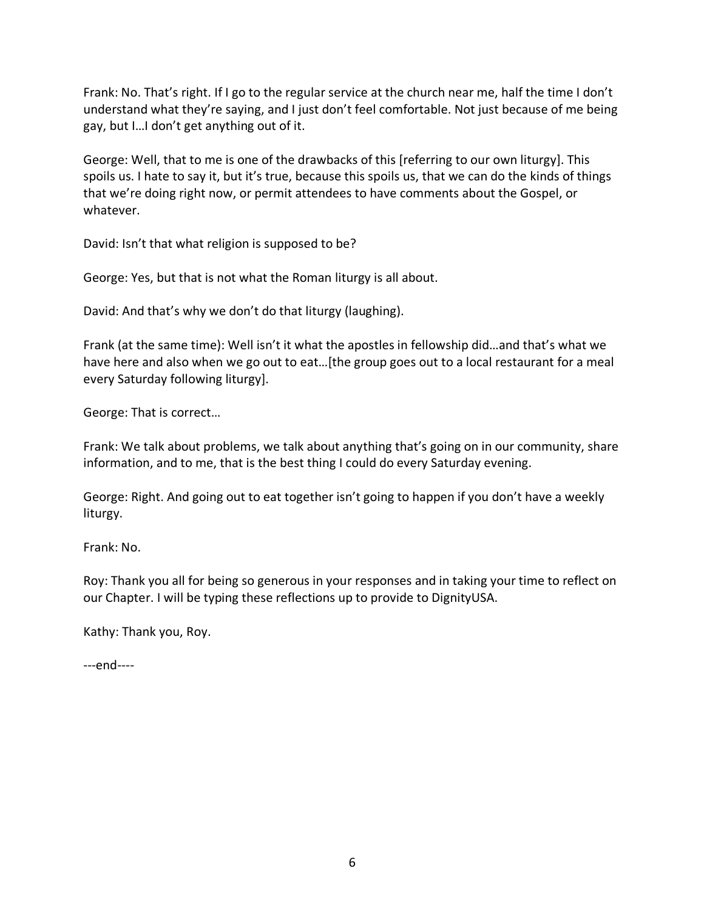Frank: No. That's right. If I go to the regular service at the church near me, half the time I don't understand what they're saying, and I just don't feel comfortable. Not just because of me being gay, but I…I don't get anything out of it.

George: Well, that to me is one of the drawbacks of this [referring to our own liturgy]. This spoils us. I hate to say it, but it's true, because this spoils us, that we can do the kinds of things that we're doing right now, or permit attendees to have comments about the Gospel, or whatever.

David: Isn't that what religion is supposed to be?

George: Yes, but that is not what the Roman liturgy is all about.

David: And that's why we don't do that liturgy (laughing).

Frank (at the same time): Well isn't it what the apostles in fellowship did…and that's what we have here and also when we go out to eat…[the group goes out to a local restaurant for a meal every Saturday following liturgy].

George: That is correct…

Frank: We talk about problems, we talk about anything that's going on in our community, share information, and to me, that is the best thing I could do every Saturday evening.

George: Right. And going out to eat together isn't going to happen if you don't have a weekly liturgy.

Frank: No.

Roy: Thank you all for being so generous in your responses and in taking your time to reflect on our Chapter. I will be typing these reflections up to provide to DignityUSA.

Kathy: Thank you, Roy.

---end----